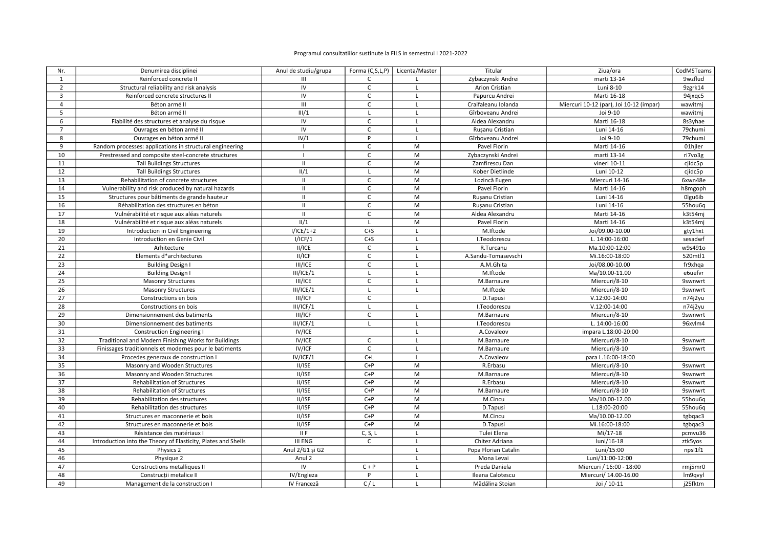Programul consultatiilor sustinute la FILS in semestrul I 2021-2022

| Nr. | Denumirea disciplinei | Anul de studiu/grupa | Forma (C,S,L,P) | Licenta/Master | Titular | Ziua/ora | CodMSTeams |
|---|---|---|---|---|---|---|---|
| 1 | Reinforced concrete II | III | C | L | Zybaczynski Andrei | marti 13-14 | 9wzflud |
| 2 | Structural reliability and risk analysis | IV | C | L | Arion Cristian | Luni 8-10 | 9zgrk14 |
| 3 | Reinforced concrete structures II | IV | C | L | Papurcu Andrei | Marti 16-18 | 94jxqc5 |
| 4 | Béton armé II | III | C | L | Craifaleanu Iolanda | Miercuri 10-12 (par), Joi 10-12 (impar) | wawitmj |
| 5 | Béton armé II | III/1 | L | L | Gîrboveanu Andrei | Joi 9-10 | wawitmj |
| 6 | Fiabilité des structures et analyse du risque | IV | C | L | Aldea Alexandru | Marti 16-18 | 8s3yhae |
| 7 | Ouvrages en béton armé II | IV | C | L | Rușanu Cristian | Luni 14-16 | 79chumi |
| 8 | Ouvrages en béton armé II | IV/1 | P | L | Gîrboveanu Andrei | Joi 9-10 | 79chumi |
| 9 | Random processes: applications in structural engineering | I | C | M | Pavel Florin | Marti 14-16 | 01hjler |
| 10 | Prestressed and composite steel-concrete structures | I | C | M | Zybaczynski Andrei | marti 13-14 | ri7vo3g |
| 11 | Tall Buildings Structures | II | C | M | Zamfirescu Dan | vineri 10-11 | cjidc5p |
| 12 | Tall Buildings Structures | II/1 | L | M | Kober Dietlinde | Luni 10-12 | cjidc5p |
| 13 | Rehabilitation of concrete structures | II | C | M | Lozincă Eugen | Miercuri 14-16 | 6xwn48e |
| 14 | Vulnerability and risk produced by natural hazards | II | C | M | Pavel Florin | Marti 14-16 | h8mgoph |
| 15 | Structures pour bâtiments de grande hauteur | II | C | M | Rușanu Cristian | Luni 14-16 | 0lgu6ib |
| 16 | Réhabilitation des structures en béton | II | C | M | Rușanu Cristian | Luni 14-16 | 55hou6q |
| 17 | Vulnérabilité et risque aux aléas naturels | II | C | M | Aldea Alexandru | Marti 14-16 | k3t54mj |
| 18 | Vulnérabilité et risque aux aléas naturels | II/1 | L | M | Pavel Florin | Marti 14-16 | k3t54mj |
| 19 | Introduction in Civil Engineering | I/ICE/1+2 | C+S | L | M.Iftode | Joi/09.00-10.00 | gty1hxt |
| 20 | Introduction en Genie Civil | I/ICF/1 | C+S | L | I.Teodorescu | L. 14:00-16:00 | sesadwf |
| 21 | Arhitecture | II/ICE | C | L | R.Turcanu | Ma.10:00-12:00 | w9s491o |
| 22 | Elements d*architectures | II/ICF | C | L | A.Sandu-Tomasevschi | Mi.16:00-18:00 | 520mtl1 |
| 23 | Building Design I | III/ICE | C | L | A.M.Ghita | Joi/08.00-10.00 | fr9xhqa |
| 24 | Building Design I | III/ICE/1 | L | L | M.Iftode | Ma/10.00-11.00 | e6uefvr |
| 25 | Masonry Structures | III/ICE | C | L | M.Barnaure | Miercuri/8-10 | 9swnwrt |
| 26 | Masonry Structures | III/ICE/1 | L | L | M.Iftode | Miercuri/8-10 | 9swnwrt |
| 27 | Constructions en bois | III/ICF | C | | D.Tapusi | V.12:00-14:00 | n74j2yu |
| 28 | Constructions en bois | III/ICF/1 | L | L | I.Teodorescu | V.12:00-14:00 | n74j2yu |
| 29 | Dimensionnement des batiments | III/ICF | C | L | M.Barnaure | Miercuri/8-10 | 9swnwrt |
| 30 | Dimensionnement des batiments | III/ICF/1 | L | L | I.Teodorescu | L. 14:00-16:00 | 96xvlm4 |
| 31 | Construction Engineering I | IV/ICE | | L | A.Covaleov | impara L.18:00-20:00 | |
| 32 | Traditional and Modern Finishing Works for Buildings | IV/ICE | C | L | M.Barnaure | Miercuri/8-10 | 9swnwrt |
| 33 | Finissages traditionnels et modernes pour le batiments | IV/ICF | C | L | M.Barnaure | Miercuri/8-10 | 9swnwrt |
| 34 | Procedes generaux de construction I | IV/ICF/1 | C+L | L | A.Covaleov | para L.16:00-18:00 | |
| 35 | Masonry and Wooden Structures | II/ISE | C+P | M | R.Erbasu | Miercuri/8-10 | 9swnwrt |
| 36 | Masonry and Wooden Structures | II/ISE | C+P | M | M.Barnaure | Miercuri/8-10 | 9swnwrt |
| 37 | Rehabilitation of Structures | II/ISE | C+P | M | R.Erbasu | Miercuri/8-10 | 9swnwrt |
| 38 | Rehabilitation of Structures | II/ISE | C+P | M | M.Barnaure | Miercuri/8-10 | 9swnwrt |
| 39 | Rehabilitation des structures | II/ISF | C+P | M | M.Cincu | Ma/10.00-12.00 | 55hou6q |
| 40 | Rehabilitation des structures | II/ISF | C+P | M | D.Tapusi | L.18:00-20:00 | 55hou6q |
| 41 | Structures en maconnerie et bois | II/ISF | C+P | M | M.Cincu | Ma/10.00-12.00 | tgbqac3 |
| 42 | Structures en maconnerie et bois | II/ISF | C+P | M | D.Tapusi | Mi.16:00-18:00 | tgbqac3 |
| 43 | Résistance des matériaux I | II F | C, S, L | L | Tulei Elena | Mi/17-18 | pcmvu36 |
| 44 | Introduction into the Theory of Elasticity, Plates and Shells | III ENG | C | L | Chitez Adriana | luni/16-18 | ztk5yos |
| 45 | Physics 2 | Anul 2/G1 și G2 | | L | Popa Florian Catalin | Luni/15:00 | npsl1f1 |
| 46 | Physique 2 | Anul 2 | | L | Mona Levai | Luni/11:00-12:00 | |
| 47 | Constructions metalliques II | IV | C + P | L | Preda Daniela | Miercuri / 16:00 - 18:00 | rmj5mr0 |
| 48 | Construcții metalice II | IV/Engleza | P | L | Ileana Calotescu | Miercuri/ 14.00-16.00 | lm9qvyl |
| 49 | Management de la construction I | IV Franceză | C / L | L | Mădălina Stoian | Joi / 10-11 | j25fktm |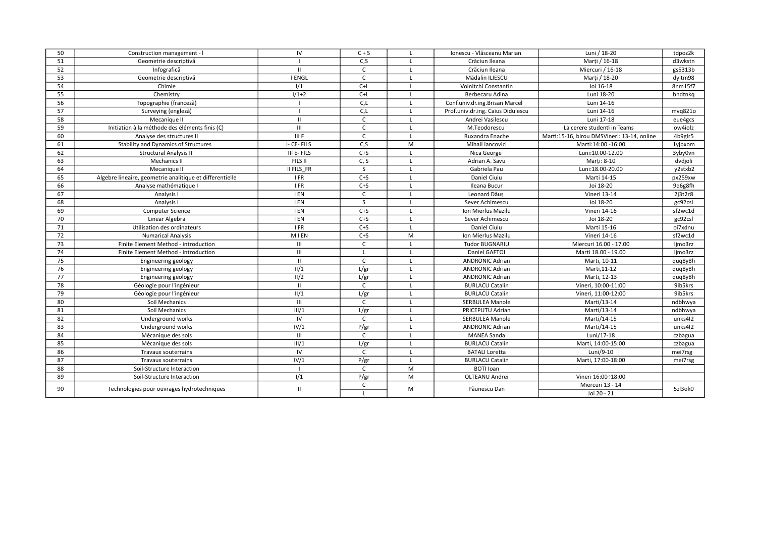| | | | | | | | |
|---|---|---|---|---|---|---|---|
| 50 | Construction management - I | IV | C + S | L | Ionescu - Vlăsceanu Marian | Luni / 18-20 | tdpoz2k |
| 51 | Geometrie descriptivă | I | C,S | L | Crăciun Ileana | Marți / 16-18 | d3wkstn |
| 52 | Infografică | II | C | L | Crăciun Ileana | Miercuri / 16-18 | gs5313b |
| 53 | Geometrie descriptivă | I ENGL | C | L | Mădalin ILIESCU | Marți / 18-20 | dyitm98 |
| 54 | Chimie | I/1 | C+L | L | Voinitchi Constantin | Joi 16-18 | 8nm15f7 |
| 55 | Chemistry | I/1+2 | C+L | L | Berbecaru Adina | Luni 18-20 | bhdtnkq |
| 56 | Topographie (franceză) | I | C,L | L | Conf.univ.dr.ing.Brisan Marcel | Luni 14-16 | |
| 57 | Surveying (engleză) | I | C,L | L | Prof.univ.dr.ing. Caius Didulescu | Luni 14-16 | mvq821o |
| 58 | Mecanique II | II | C | L | Andrei Vasilescu | Luni 17-18 | eue4gcs |
| 59 | Initiation à la méthode des éléments finis (C) | III | C | L | M.Teodorescu | La cerere studenti in Teams | ow4iolz |
| 60 | Analyse des structures II | III F | C | L | Ruxandra Enache | Marti:15-16, birou DMSVineri: 13-14, online | 4b9glr5 |
| 61 | Stability and Dynamics of Structures | I- CE- FILS | C,S | M | Mihail Iancovici | Marti:14:00 -16:00 | 1yjbxom |
| 62 | Structural Analysis II | III E- FILS | C+S | L | Nica George | Luni:10.00-12.00 | 3yby0vn |
| 63 | Mechanics II | FILS II | C, S | L | Adrian A. Savu | Marți: 8-10 | dvdjoli |
| 64 | Mecanique II | II FILS_FR | S | L | Gabriela Pau | Luni:18.00-20.00 | y2stxb2 |
| 65 | Algebre lineaire, geometrie analitique et differentielle | I FR | C+S | L | Daniel Ciuiu | Marti 14-15 | px259xw |
| 66 | Analyse mathématique I | I FR | C+S | L | Ileana Bucur | Joi 18-20 | 9q6g8fh |
| 67 | Analysis I | I EN | C | L | Leonard Dăuș | Vineri 13-14 | 2j3t2r8 |
| 68 | Analysis I | I EN | S | L | Sever Achimescu | Joi 18-20 | gc92csl |
| 69 | Computer Science | I EN | C+S | L | Ion Mierlus Mazilu | Vineri 14-16 | sf2wc1d |
| 70 | Linear Algebra | I EN | C+S | L | Sever Achimescu | Joi 18-20 | gc92csl |
| 71 | Utilisation des ordinateurs | I FR | C+S | L | Daniel Ciuiu | Marti 15-16 | oi7xdnu |
| 72 | Numarical Analysis | M I EN | C+S | M | Ion Mierlus Mazilu | Vineri 14-16 | sf2wc1d |
| 73 | Finite Element Method - introduction | III | C | L | Tudor BUGNARIU | Miercuri 16.00 - 17.00 | ljmo3rz |
| 74 | Finite Element Method - introduction | III | L | L | Daniel GAFTOI | Marti 18.00 - 19.00 | ljmo3rz |
| 75 | Engineering geology | II | C | L | ANDRONIC Adrian | Marti, 10-11 | quq8y8h |
| 76 | Engineering geology | II/1 | L/gr | L | ANDRONIC Adrian | Marti,11-12 | quq8y8h |
| 77 | Engineering geology | II/2 | L/gr | L | ANDRONIC Adrian | Marti, 12-13 | quq8y8h |
| 78 | Géologie pour l'ingénieur | II | C | L | BURLACU Catalin | Vineri, 10:00-11:00 | 9ib5krs |
| 79 | Géologie pour l'ingénieur | II/1 | L/gr | L | BURLACU Catalin | Vineri, 11:00-12:00 | 9ib5krs |
| 80 | Soil Mechanics | III | C | L | SERBULEA Manole | Marti/13-14 | ndbhwya |
| 81 | Soil Mechanics | III/1 | L/gr | L | PRICEPUTU Adrian | Marti/13-14 | ndbhwya |
| 82 | Underground works | IV | C | L | SERBULEA Manole | Marti/14-15 | unks4l2 |
| 83 | Underground works | IV/1 | P/gr | L | ANDRONIC Adrian | Marti/14-15 | unks4l2 |
| 84 | Mécanique des sols | III | C | L | MANEA Sanda | Luni/17-18 | czbagua |
| 85 | Mécanique des sols | III/1 | L/gr | L | BURLACU Catalin | Marti, 14:00-15:00 | czbagua |
| 86 | Travaux souterrains | IV | C | L | BATALI Loretta | Luni/9-10 | mei7rsg |
| 87 | Travaux souterrains | IV/1 | P/gr | L | BURLACU Catalin | Marti, 17:00-18:00 | mei7rsg |
| 88 | Soil-Structure Interaction | I | C | M | BOTI Ioan | | |
| 89 | Soil-Structure Interaction | I/1 | P/gr | M | OLTEANU Andrei | Vineri 16:00÷18:00 | |
| 90 | Technologies pour ouvrages hydrotechniques | II | C | M | Păunescu Dan | Miercuri 13 - 14 | 5zl3ok0 |
| | | | L | | | Joi 20 - 21 | |